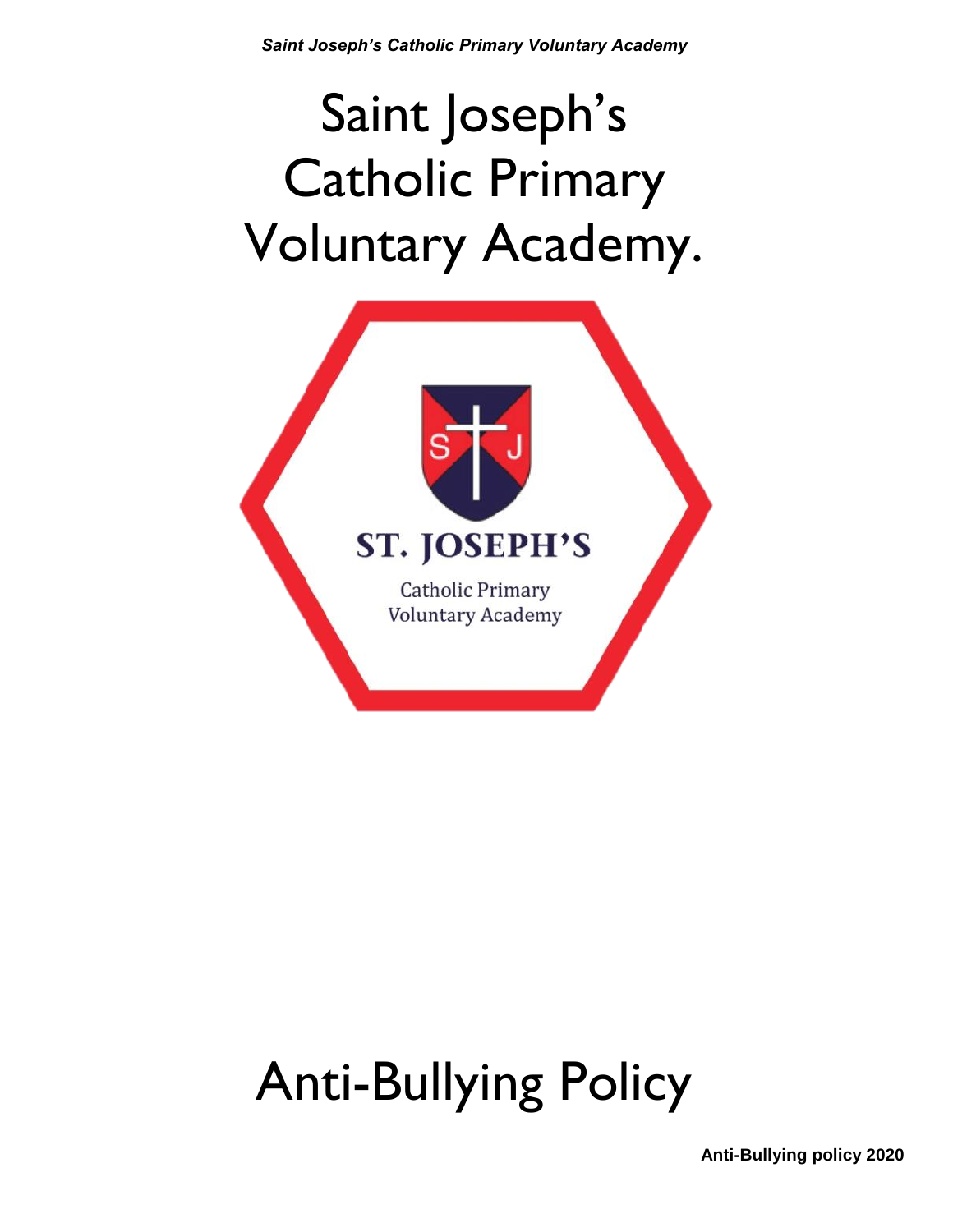# Saint Joseph's Catholic Primary Voluntary Academy.

ST. JOSEPH'S

Catholic Primary Voluntary Academy

# Anti-Bullying Policy

Anti-Bullying policy 2020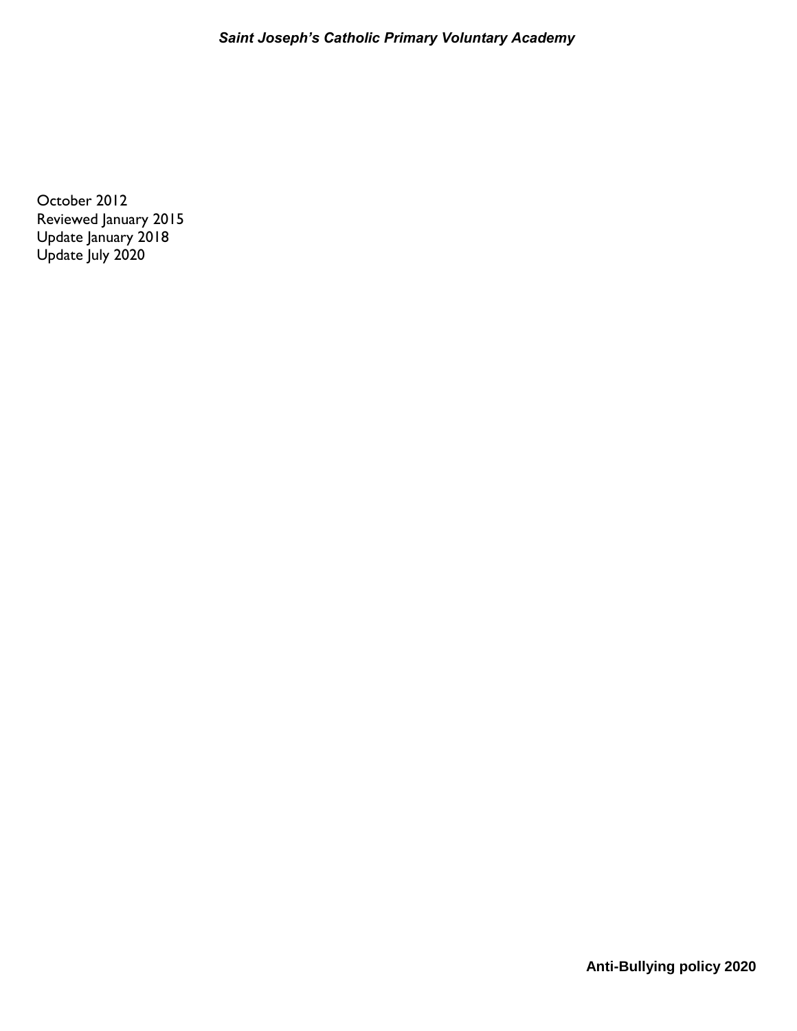October 2012
Reviewed January 2015
Update January 2018
Update July 2020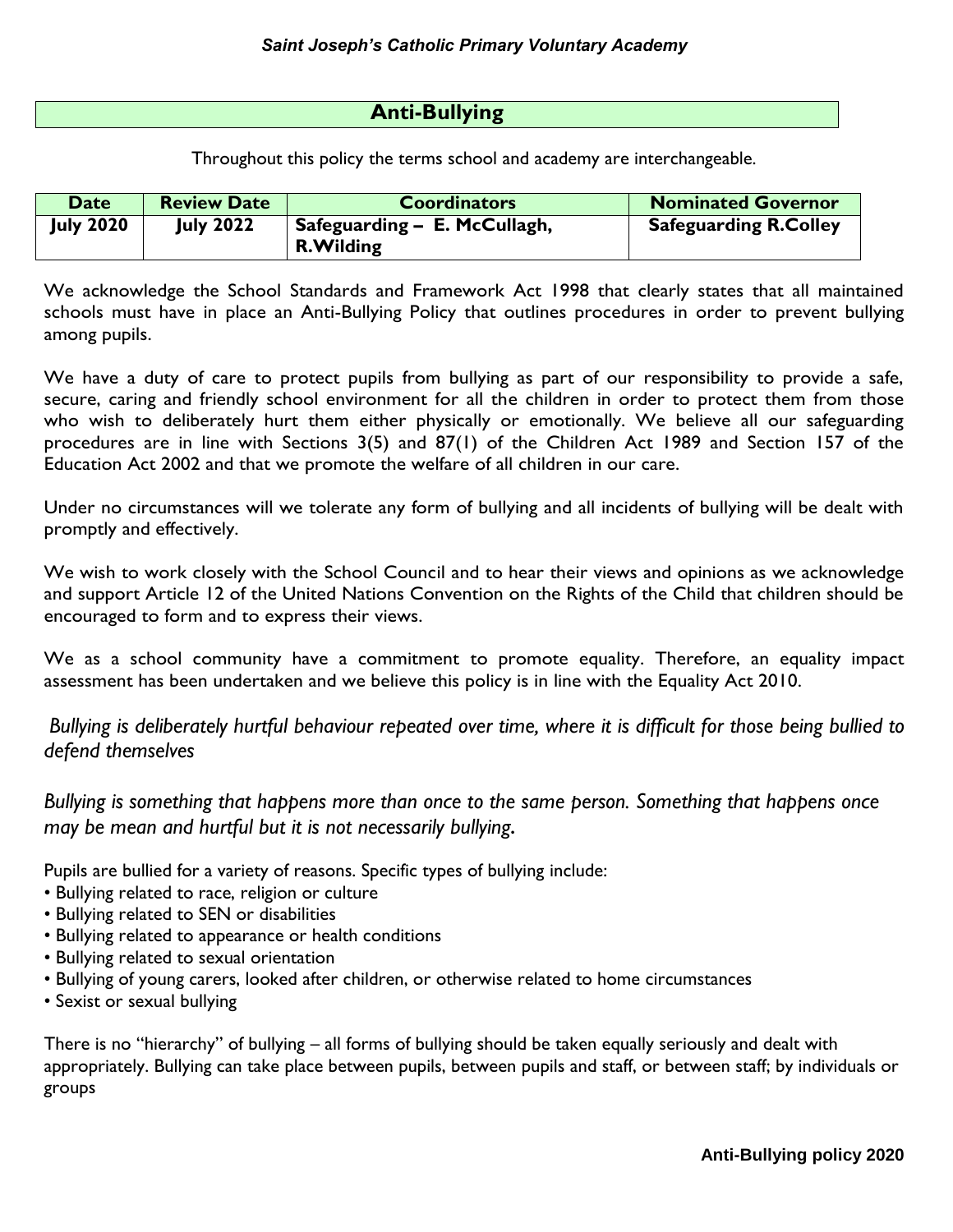# Anti-Bullying

Throughout this policy the terms school and academy are interchangeable.

| Date | Review Date | Coordinators | Nominated Governor |
|---|---|---|---|
| **July 2020** | **July 2022** | **Safeguarding – E. McCullagh, R.Wilding** | **Safeguarding R.Colley** |

We acknowledge the School Standards and Framework Act 1998 that clearly states that all maintained schools must have in place an Anti-Bullying Policy that outlines procedures in order to prevent bullying among pupils.

We have a duty of care to protect pupils from bullying as part of our responsibility to provide a safe, secure, caring and friendly school environment for all the children in order to protect them from those who wish to deliberately hurt them either physically or emotionally. We believe all our safeguarding procedures are in line with Sections 3(5) and 87(1) of the Children Act 1989 and Section 157 of the Education Act 2002 and that we promote the welfare of all children in our care.

Under no circumstances will we tolerate any form of bullying and all incidents of bullying will be dealt with promptly and effectively.

We wish to work closely with the School Council and to hear their views and opinions as we acknowledge and support Article 12 of the United Nations Convention on the Rights of the Child that children should be encouraged to form and to express their views.

We as a school community have a commitment to promote equality. Therefore, an equality impact assessment has been undertaken and we believe this policy is in line with the Equality Act 2010.

*Bullying is deliberately hurtful behaviour repeated over time, where it is difficult for those being bullied to defend themselves*

*Bullying is something that happens more than once to the same person. Something that happens once may be mean and hurtful but it is not necessarily bullying.*

Pupils are bullied for a variety of reasons. Specific types of bullying include:

- Bullying related to race, religion or culture
- Bullying related to SEN or disabilities
- Bullying related to appearance or health conditions
- Bullying related to sexual orientation
- Bullying of young carers, looked after children, or otherwise related to home circumstances
- Sexist or sexual bullying

There is no "hierarchy" of bullying – all forms of bullying should be taken equally seriously and dealt with appropriately. Bullying can take place between pupils, between pupils and staff, or between staff; by individuals or groups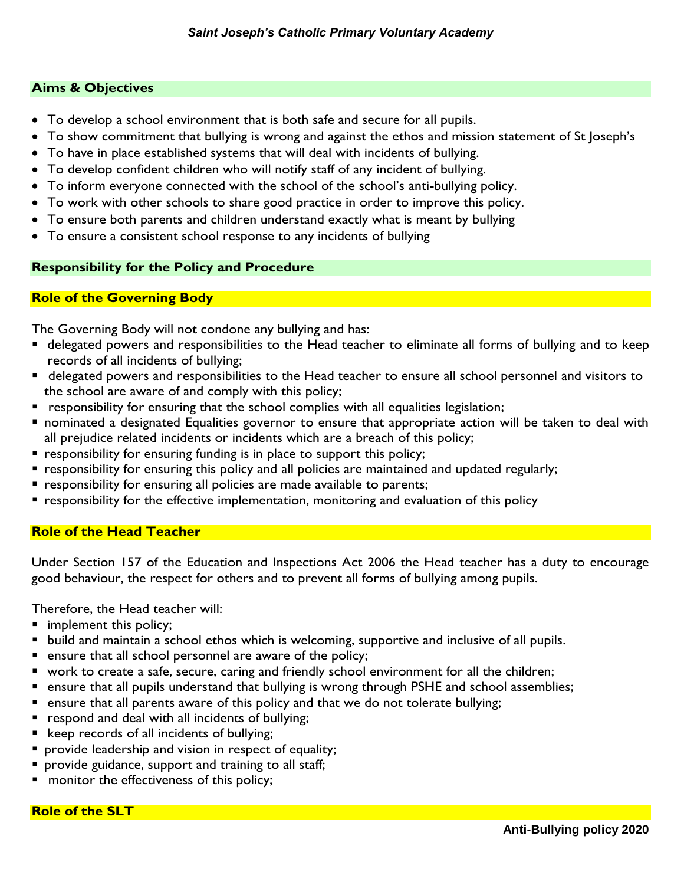## Aims & Objectives

- To develop a school environment that is both safe and secure for all pupils.
- To show commitment that bullying is wrong and against the ethos and mission statement of St Joseph's
- To have in place established systems that will deal with incidents of bullying.
- To develop confident children who will notify staff of any incident of bullying.
- To inform everyone connected with the school of the school's anti-bullying policy.
- To work with other schools to share good practice in order to improve this policy.
- To ensure both parents and children understand exactly what is meant by bullying
- To ensure a consistent school response to any incidents of bullying

## Responsibility for the Policy and Procedure

### Role of the Governing Body

The Governing Body will not condone any bullying and has:

- delegated powers and responsibilities to the Head teacher to eliminate all forms of bullying and to keep records of all incidents of bullying;
- delegated powers and responsibilities to the Head teacher to ensure all school personnel and visitors to the school are aware of and comply with this policy;
- responsibility for ensuring that the school complies with all equalities legislation;
- nominated a designated Equalities governor to ensure that appropriate action will be taken to deal with all prejudice related incidents or incidents which are a breach of this policy;
- responsibility for ensuring funding is in place to support this policy;
- responsibility for ensuring this policy and all policies are maintained and updated regularly;
- responsibility for ensuring all policies are made available to parents;
- responsibility for the effective implementation, monitoring and evaluation of this policy

### Role of the Head Teacher

Under Section 157 of the Education and Inspections Act 2006 the Head teacher has a duty to encourage good behaviour, the respect for others and to prevent all forms of bullying among pupils.

Therefore, the Head teacher will:

- implement this policy;
- build and maintain a school ethos which is welcoming, supportive and inclusive of all pupils.
- ensure that all school personnel are aware of the policy;
- work to create a safe, secure, caring and friendly school environment for all the children;
- ensure that all pupils understand that bullying is wrong through PSHE and school assemblies;
- ensure that all parents aware of this policy and that we do not tolerate bullying;
- respond and deal with all incidents of bullying;
- keep records of all incidents of bullying;
- provide leadership and vision in respect of equality;
- provide guidance, support and training to all staff;
- monitor the effectiveness of this policy;

### Role of the SLT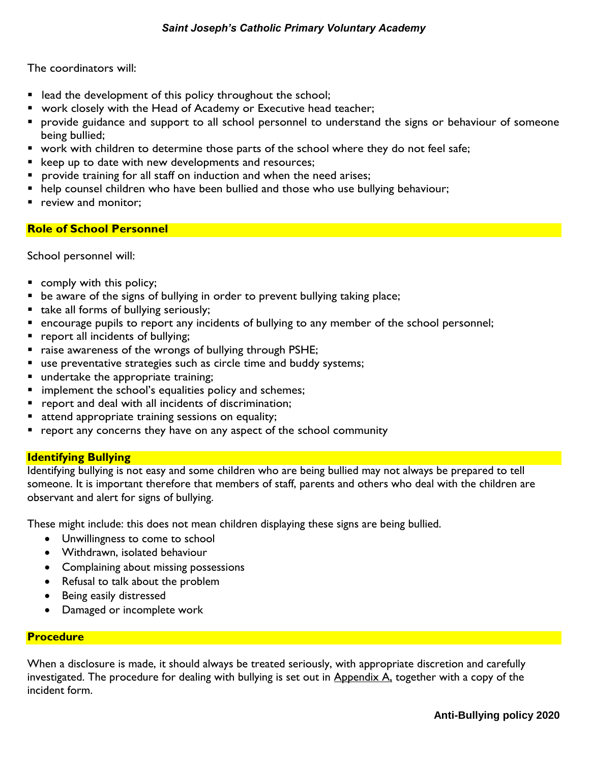The coordinators will:

- lead the development of this policy throughout the school;
- work closely with the Head of Academy or Executive head teacher;
- provide guidance and support to all school personnel to understand the signs or behaviour of someone being bullied;
- work with children to determine those parts of the school where they do not feel safe;
- keep up to date with new developments and resources;
- provide training for all staff on induction and when the need arises;
- help counsel children who have been bullied and those who use bullying behaviour;
- review and monitor;

## Role of School Personnel

School personnel will:

- comply with this policy;
- be aware of the signs of bullying in order to prevent bullying taking place;
- take all forms of bullying seriously;
- encourage pupils to report any incidents of bullying to any member of the school personnel;
- report all incidents of bullying;
- raise awareness of the wrongs of bullying through PSHE;
- use preventative strategies such as circle time and buddy systems;
- undertake the appropriate training;
- implement the school's equalities policy and schemes;
- report and deal with all incidents of discrimination;
- attend appropriate training sessions on equality;
- report any concerns they have on any aspect of the school community

## Identifying Bullying

Identifying bullying is not easy and some children who are being bullied may not always be prepared to tell someone. It is important therefore that members of staff, parents and others who deal with the children are observant and alert for signs of bullying.

These might include: this does not mean children displaying these signs are being bullied.

- Unwillingness to come to school
- Withdrawn, isolated behaviour
- Complaining about missing possessions
- Refusal to talk about the problem
- Being easily distressed
- Damaged or incomplete work

## Procedure

When a disclosure is made, it should always be treated seriously, with appropriate discretion and carefully investigated. The procedure for dealing with bullying is set out in Appendix A, together with a copy of the incident form.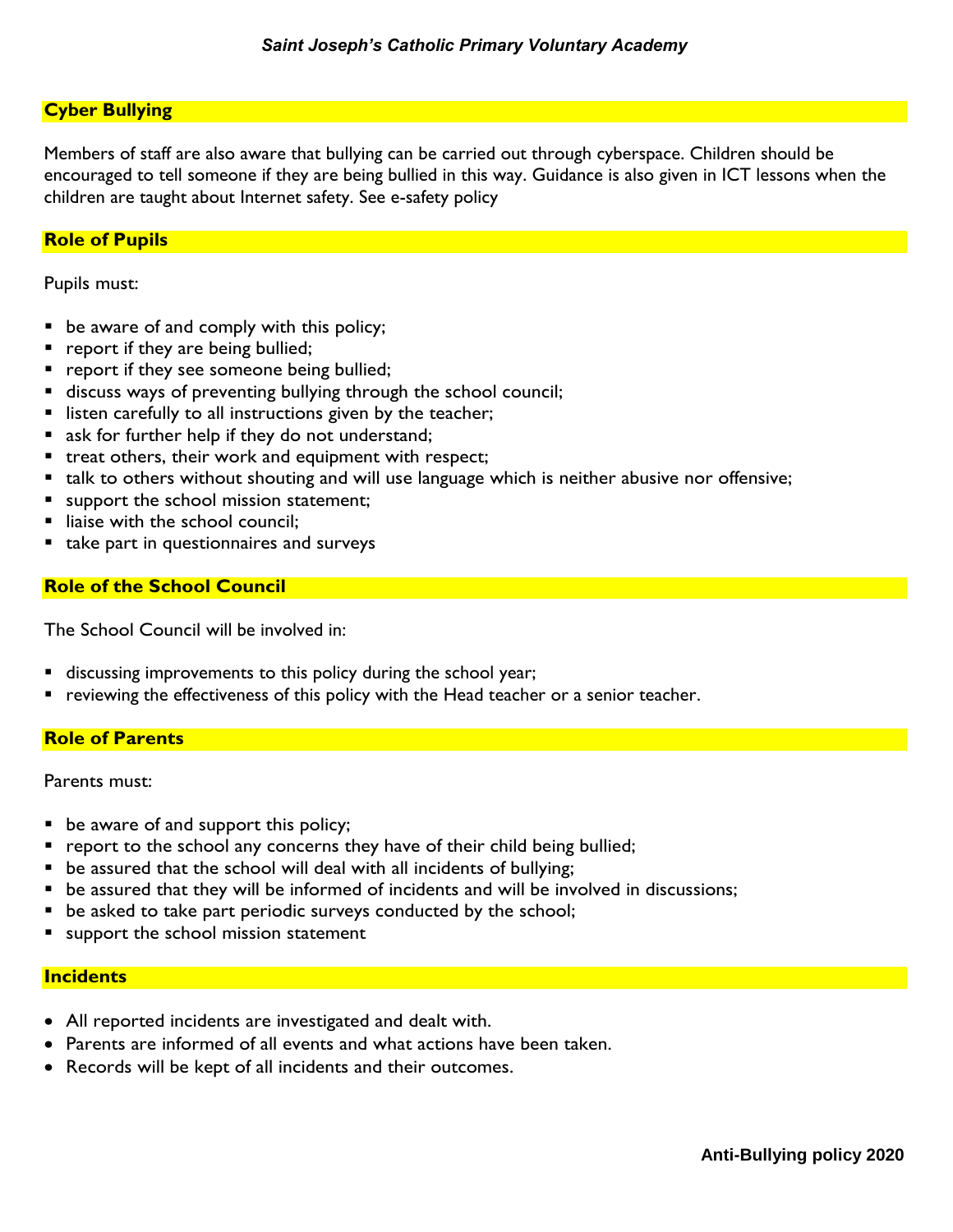## Cyber Bullying

Members of staff are also aware that bullying can be carried out through cyberspace. Children should be encouraged to tell someone if they are being bullied in this way. Guidance is also given in ICT lessons when the children are taught about Internet safety. See e-safety policy

## Role of Pupils

Pupils must:

- be aware of and comply with this policy;
- report if they are being bullied;
- report if they see someone being bullied;
- discuss ways of preventing bullying through the school council;
- listen carefully to all instructions given by the teacher;
- ask for further help if they do not understand;
- treat others, their work and equipment with respect;
- talk to others without shouting and will use language which is neither abusive nor offensive;
- support the school mission statement;
- liaise with the school council;
- take part in questionnaires and surveys

## Role of the School Council

The School Council will be involved in:

- discussing improvements to this policy during the school year;
- reviewing the effectiveness of this policy with the Head teacher or a senior teacher.

## Role of Parents

Parents must:

- be aware of and support this policy;
- report to the school any concerns they have of their child being bullied;
- be assured that the school will deal with all incidents of bullying;
- be assured that they will be informed of incidents and will be involved in discussions;
- be asked to take part periodic surveys conducted by the school;
- support the school mission statement

## Incidents

- All reported incidents are investigated and dealt with.
- Parents are informed of all events and what actions have been taken.
- Records will be kept of all incidents and their outcomes.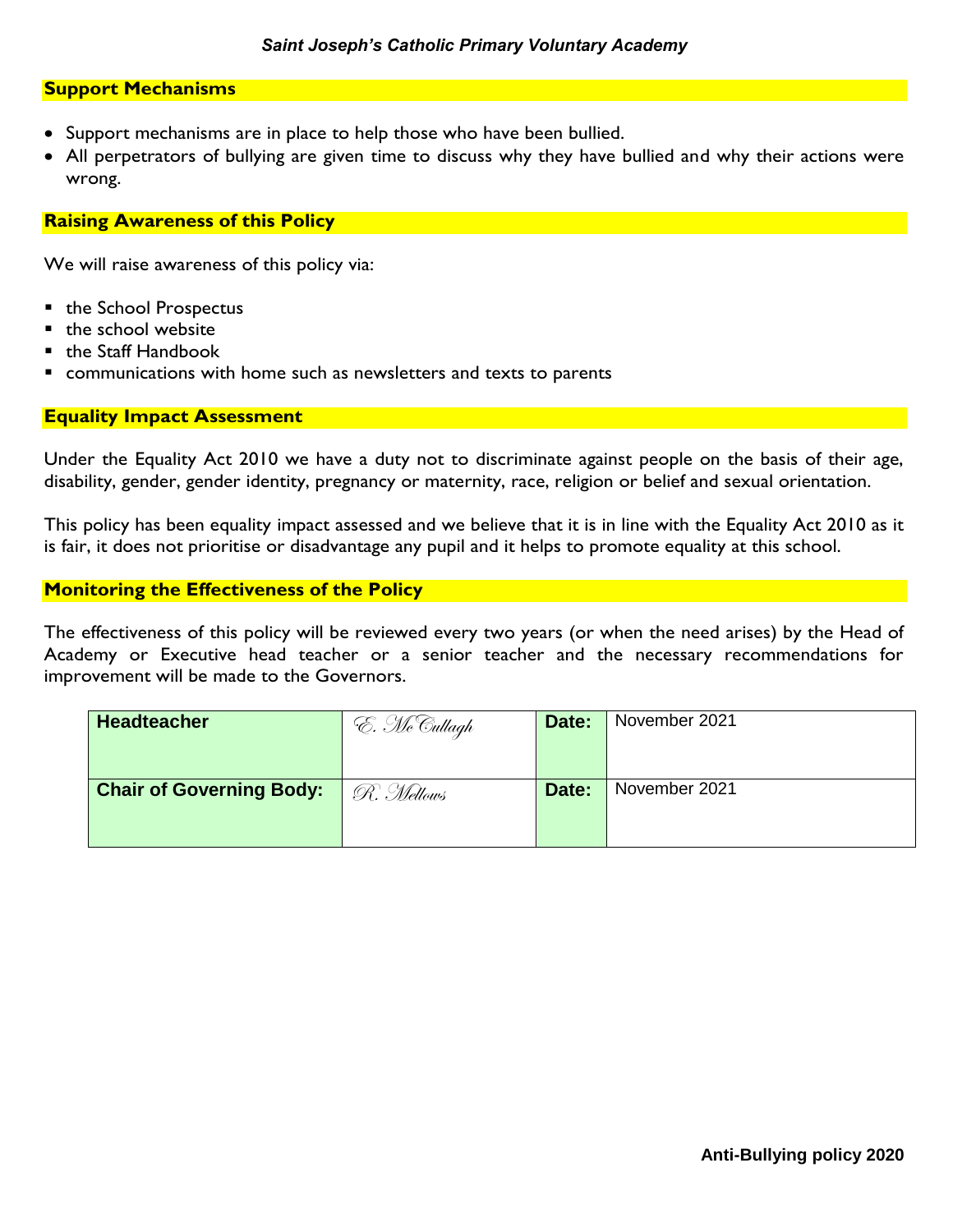## Support Mechanisms

- Support mechanisms are in place to help those who have been bullied.
- All perpetrators of bullying are given time to discuss why they have bullied and why their actions were wrong.

## Raising Awareness of this Policy

We will raise awareness of this policy via:

- the School Prospectus
- the school website
- the Staff Handbook
- communications with home such as newsletters and texts to parents

## Equality Impact Assessment

Under the Equality Act 2010 we have a duty not to discriminate against people on the basis of their age, disability, gender, gender identity, pregnancy or maternity, race, religion or belief and sexual orientation.

This policy has been equality impact assessed and we believe that it is in line with the Equality Act 2010 as it is fair, it does not prioritise or disadvantage any pupil and it helps to promote equality at this school.

## Monitoring the Effectiveness of the Policy

The effectiveness of this policy will be reviewed every two years (or when the need arises) by the Head of Academy or Executive head teacher or a senior teacher and the necessary recommendations for improvement will be made to the Governors.

| **Headteacher** | E. McCullagh | **Date:** | November 2021 |
|---|---|---|---|
| **Chair of Governing Body:** | R. Mellows | **Date:** | November 2021 |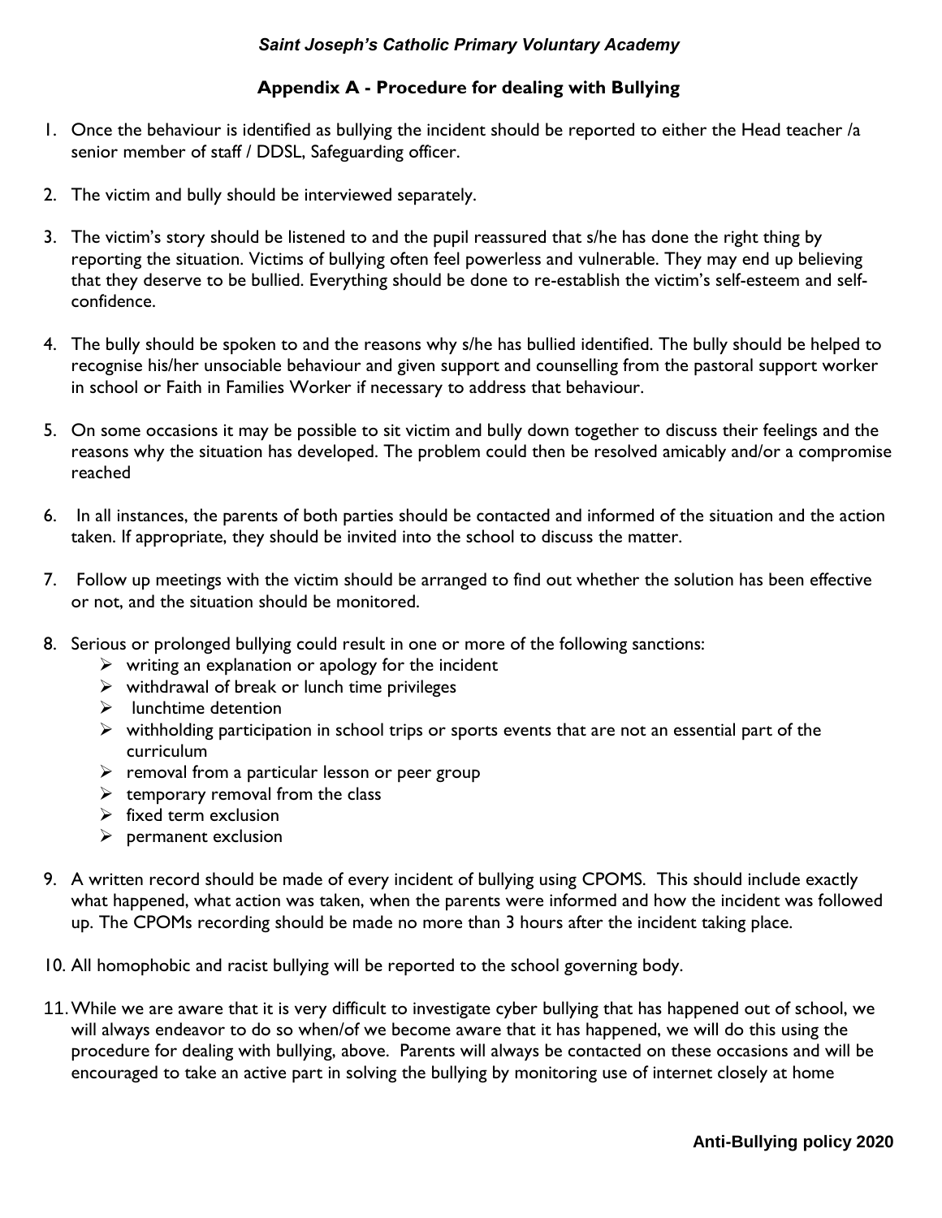# Appendix A - Procedure for dealing with Bullying

1. Once the behaviour is identified as bullying the incident should be reported to either the Head teacher /a senior member of staff / DDSL, Safeguarding officer.

2. The victim and bully should be interviewed separately.

3. The victim's story should be listened to and the pupil reassured that s/he has done the right thing by reporting the situation. Victims of bullying often feel powerless and vulnerable. They may end up believing that they deserve to be bullied. Everything should be done to re-establish the victim's self-esteem and self-confidence.

4. The bully should be spoken to and the reasons why s/he has bullied identified. The bully should be helped to recognise his/her unsociable behaviour and given support and counselling from the pastoral support worker in school or Faith in Families Worker if necessary to address that behaviour.

5. On some occasions it may be possible to sit victim and bully down together to discuss their feelings and the reasons why the situation has developed. The problem could then be resolved amicably and/or a compromise reached

6. In all instances, the parents of both parties should be contacted and informed of the situation and the action taken. If appropriate, they should be invited into the school to discuss the matter.

7. Follow up meetings with the victim should be arranged to find out whether the solution has been effective or not, and the situation should be monitored.

8. Serious or prolonged bullying could result in one or more of the following sanctions:
   - writing an explanation or apology for the incident
   - withdrawal of break or lunch time privileges
   - lunchtime detention
   - withholding participation in school trips or sports events that are not an essential part of the curriculum
   - removal from a particular lesson or peer group
   - temporary removal from the class
   - fixed term exclusion
   - permanent exclusion

9. A written record should be made of every incident of bullying using CPOMS. This should include exactly what happened, what action was taken, when the parents were informed and how the incident was followed up. The CPOMs recording should be made no more than 3 hours after the incident taking place.

10. All homophobic and racist bullying will be reported to the school governing body.

11. While we are aware that it is very difficult to investigate cyber bullying that has happened out of school, we will always endeavor to do so when/of we become aware that it has happened, we will do this using the procedure for dealing with bullying, above. Parents will always be contacted on these occasions and will be encouraged to take an active part in solving the bullying by monitoring use of internet closely at home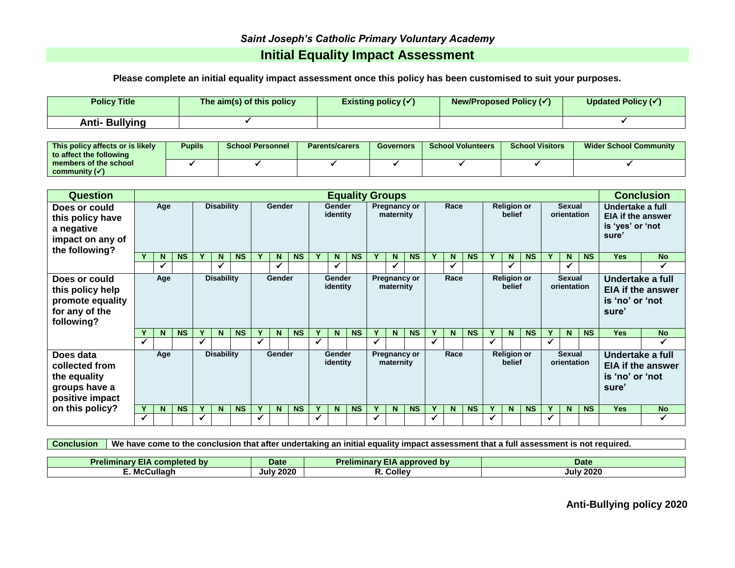*Saint Joseph's Catholic Primary Voluntary Academy*

# Initial Equality Impact Assessment

**Please complete an initial equality impact assessment once this policy has been customised to suit your purposes.**

| Policy Title | The aim(s) of this policy | Existing policy (✓) | New/Proposed Policy (✓) | Updated Policy (✓) |
|---|---|---|---|---|
| **Anti- Bullying** | ✓ | | | ✓ |

| This policy affects or is likely to affect the following members of the school community (✓) | Pupils | School Personnel | Parents/carers | Governors | School Volunteers | School Visitors | Wider School Community |
|---|---|---|---|---|---|---|---|
| | ✓ | ✓ | ✓ | ✓ | ✓ | ✓ | ✓ |

| Question | Equality Groups | | | | | | | | | | | | | | | | | | | | | | | | Conclusion | |
|---|---|---|---|---|---|---|---|---|---|---|---|---|---|---|---|---|---|---|---|---|---|---|---|---|---|---|
| **Does or could this policy have a negative impact on any of the following?** | Age | | | Disability | | | Gender | | | Gender identity | | | Pregnancy or maternity | | | Race | | | Religion or belief | | | Sexual orientation | | | Undertake a full EIA if the answer is 'yes' or 'not sure' | |
| | Y | N | NS | Y | N | NS | Y | N | NS | Y | N | NS | Y | N | NS | Y | N | NS | Y | N | NS | Y | N | NS | Yes | No |
| | | ✓ | | | ✓ | | | ✓ | | | ✓ | | | ✓ | | | ✓ | | | ✓ | | | ✓ | | | ✓ |
| **Does or could this policy help promote equality for any of the following?** | Age | | | Disability | | | Gender | | | Gender identity | | | Pregnancy or maternity | | | Race | | | Religion or belief | | | Sexual orientation | | | Undertake a full EIA if the answer is 'no' or 'not sure' | |
| | Y | N | NS | Y | N | NS | Y | N | NS | Y | N | NS | Y | N | NS | Y | N | NS | Y | N | NS | Y | N | NS | Yes | No |
| | ✓ | | | ✓ | | | ✓ | | | ✓ | | | ✓ | | | ✓ | | | ✓ | | | ✓ | | | | ✓ |
| **Does data collected from the equality groups have a positive impact on this policy?** | Age | | | Disability | | | Gender | | | Gender identity | | | Pregnancy or maternity | | | Race | | | Religion or belief | | | Sexual orientation | | | Undertake a full EIA if the answer is 'no' or 'not sure' | |
| | Y | N | NS | Y | N | NS | Y | N | NS | Y | N | NS | Y | N | NS | Y | N | NS | Y | N | NS | Y | N | NS | Yes | No |
| | ✓ | | | ✓ | | | ✓ | | | ✓ | | | ✓ | | | ✓ | | | ✓ | | | ✓ | | | | ✓ |

| Conclusion | We have come to the conclusion that after undertaking an initial equality impact assessment that a full assessment is not required. |
|---|---|

| Preliminary EIA completed by | Date | Preliminary EIA approved by | Date |
|---|---|---|---|
| E. McCullagh | July 2020 | R. Colley | July 2020 |

**Anti-Bullying policy 2020**